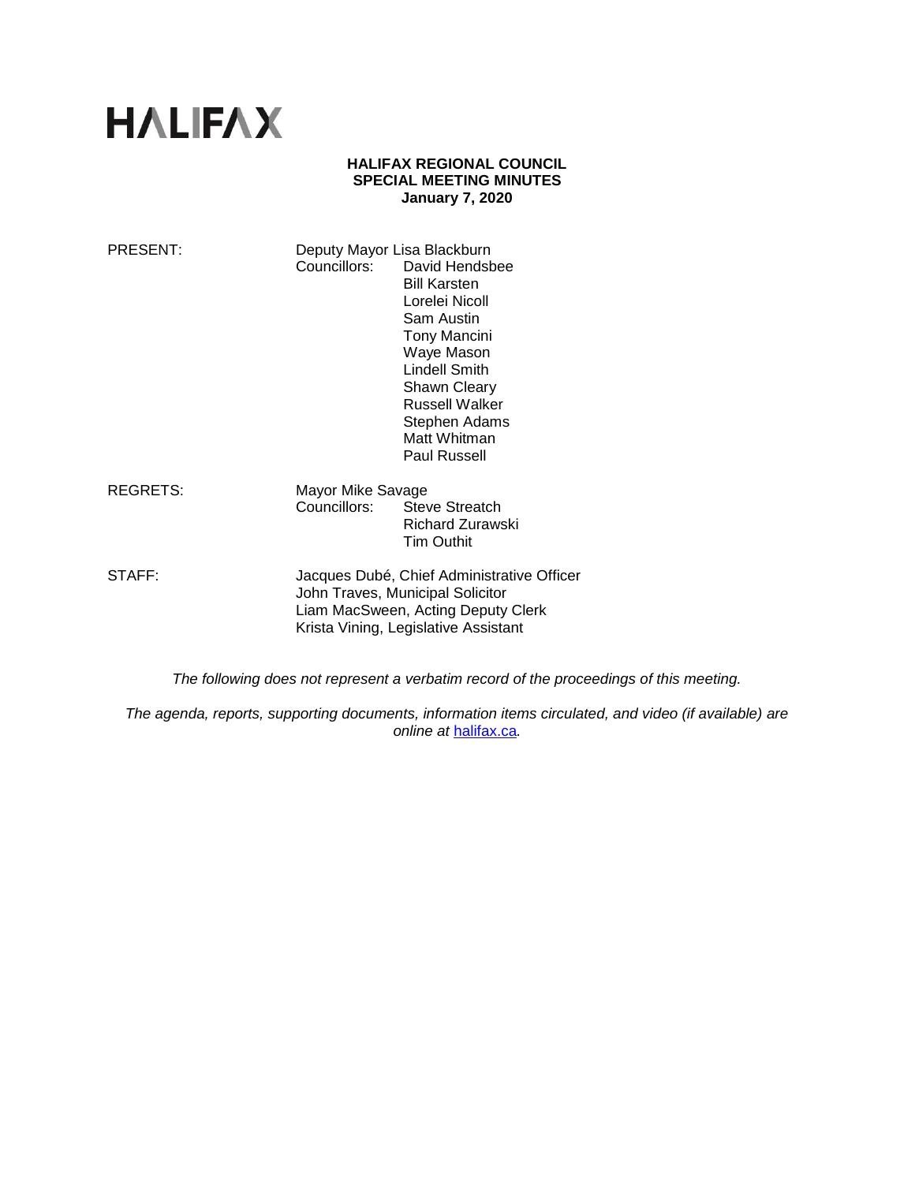# HALIFAX

**HALIFAX REGIONAL COUNCIL**
**SPECIAL MEETING MINUTES**
**January 7, 2020**

| | | |
|---|---|---|
| PRESENT: | Deputy Mayor Lisa Blackburn | |
| | Councillors: | David Hendsbee |
| | | Bill Karsten |
| | | Lorelei Nicoll |
| | | Sam Austin |
| | | Tony Mancini |
| | | Waye Mason |
| | | Lindell Smith |
| | | Shawn Cleary |
| | | Russell Walker |
| | | Stephen Adams |
| | | Matt Whitman |
| | | Paul Russell |
| REGRETS: | Mayor Mike Savage | |
| | Councillors: | Steve Streatch |
| | | Richard Zurawski |
| | | Tim Outhit |
| STAFF: | Jacques Dubé, Chief Administrative Officer | |
| | John Traves, Municipal Solicitor | |
| | Liam MacSween, Acting Deputy Clerk | |
| | Krista Vining, Legislative Assistant | |

*The following does not represent a verbatim record of the proceedings of this meeting.*

*The agenda, reports, supporting documents, information items circulated, and video (if available) are online at [halifax.ca](halifax.ca).*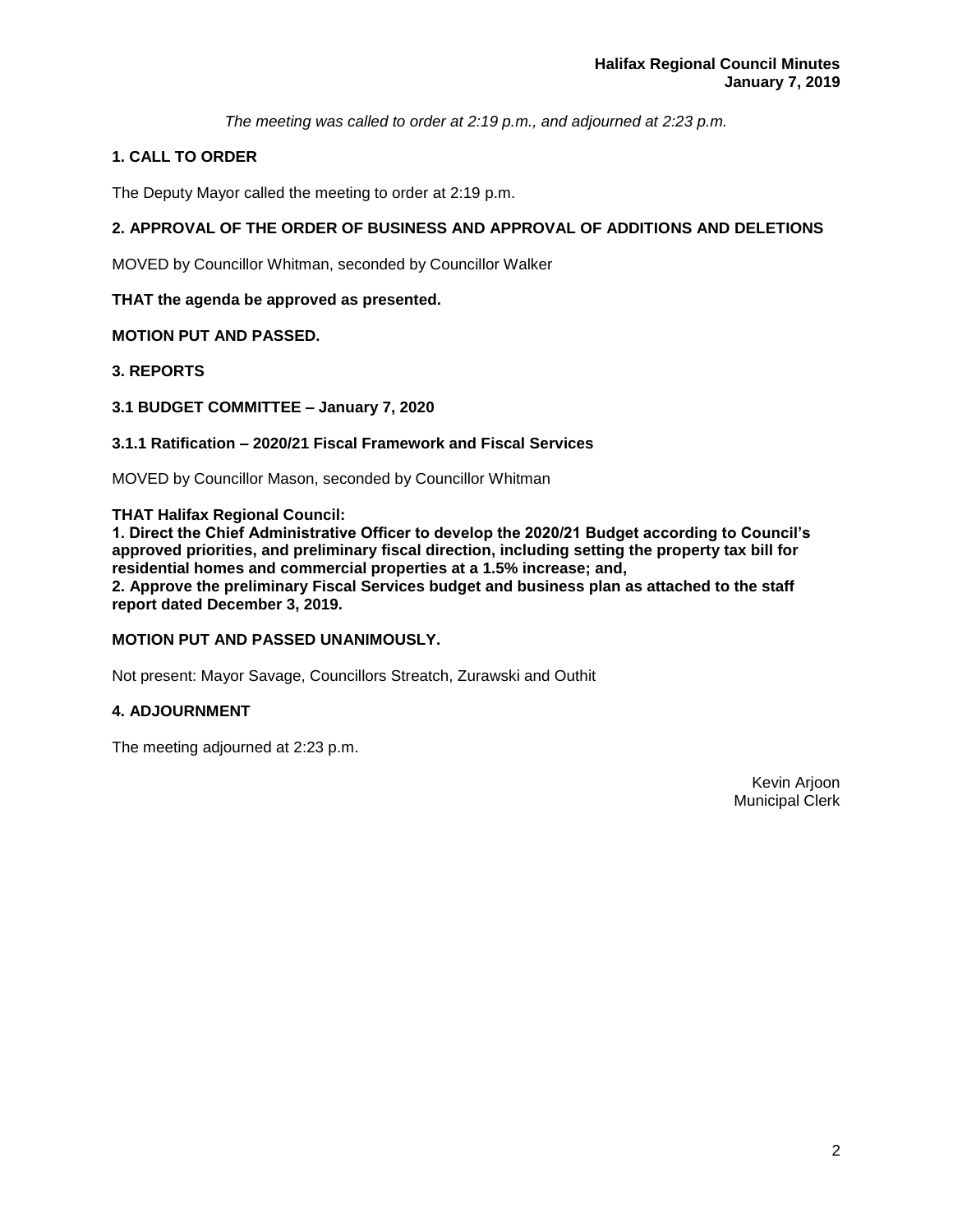*The meeting was called to order at 2:19 p.m., and adjourned at 2:23 p.m.*

## 1. CALL TO ORDER

The Deputy Mayor called the meeting to order at 2:19 p.m.

## 2. APPROVAL OF THE ORDER OF BUSINESS AND APPROVAL OF ADDITIONS AND DELETIONS

MOVED by Councillor Whitman, seconded by Councillor Walker

**THAT the agenda be approved as presented.**

**MOTION PUT AND PASSED.**

## 3. REPORTS

### 3.1 BUDGET COMMITTEE – January 7, 2020

### 3.1.1 Ratification – 2020/21 Fiscal Framework and Fiscal Services

MOVED by Councillor Mason, seconded by Councillor Whitman

**THAT Halifax Regional Council:**
**1. Direct the Chief Administrative Officer to develop the 2020/21 Budget according to Council's approved priorities, and preliminary fiscal direction, including setting the property tax bill for residential homes and commercial properties at a 1.5% increase; and,**
**2. Approve the preliminary Fiscal Services budget and business plan as attached to the staff report dated December 3, 2019.**

**MOTION PUT AND PASSED UNANIMOUSLY.**

Not present: Mayor Savage, Councillors Streatch, Zurawski and Outhit

## 4. ADJOURNMENT

The meeting adjourned at 2:23 p.m.

Kevin Arjoon
Municipal Clerk